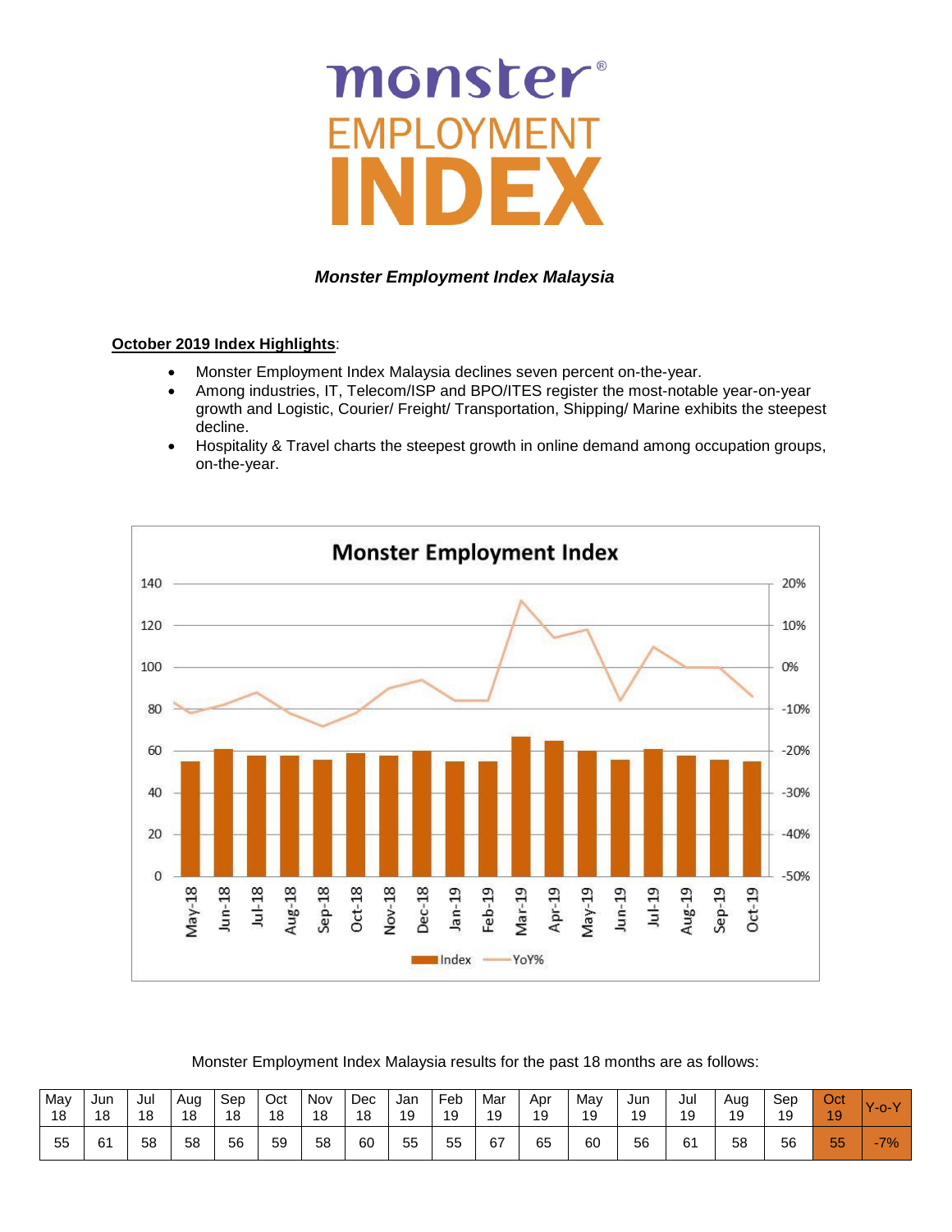# monster® EMPLOYMENT INDEX

***Monster Employment Index Malaysia***

**October 2019 Index Highlights**:

- Monster Employment Index Malaysia declines seven percent on-the-year.
- Among industries, IT, Telecom/ISP and BPO/ITES register the most-notable year-on-year growth and Logistic, Courier/ Freight/ Transportation, Shipping/ Marine exhibits the steepest decline.
- Hospitality & Travel charts the steepest growth in online demand among occupation groups, on-the-year.

Monster Employment Index Malaysia results for the past 18 months are as follows:

| May 18 | Jun 18 | Jul 18 | Aug 18 | Sep 18 | Oct 18 | Nov 18 | Dec 18 | Jan 19 | Feb 19 | Mar 19 | Apr 19 | May 19 | Jun 19 | Jul 19 | Aug 19 | Sep 19 | Oct 19 | Y-o-Y |
|---|---|---|---|---|---|---|---|---|---|---|---|---|---|---|---|---|---|---|
| 55 | 61 | 58 | 58 | 56 | 59 | 58 | 60 | 55 | 55 | 67 | 65 | 60 | 56 | 61 | 58 | 56 | 55 | -7% |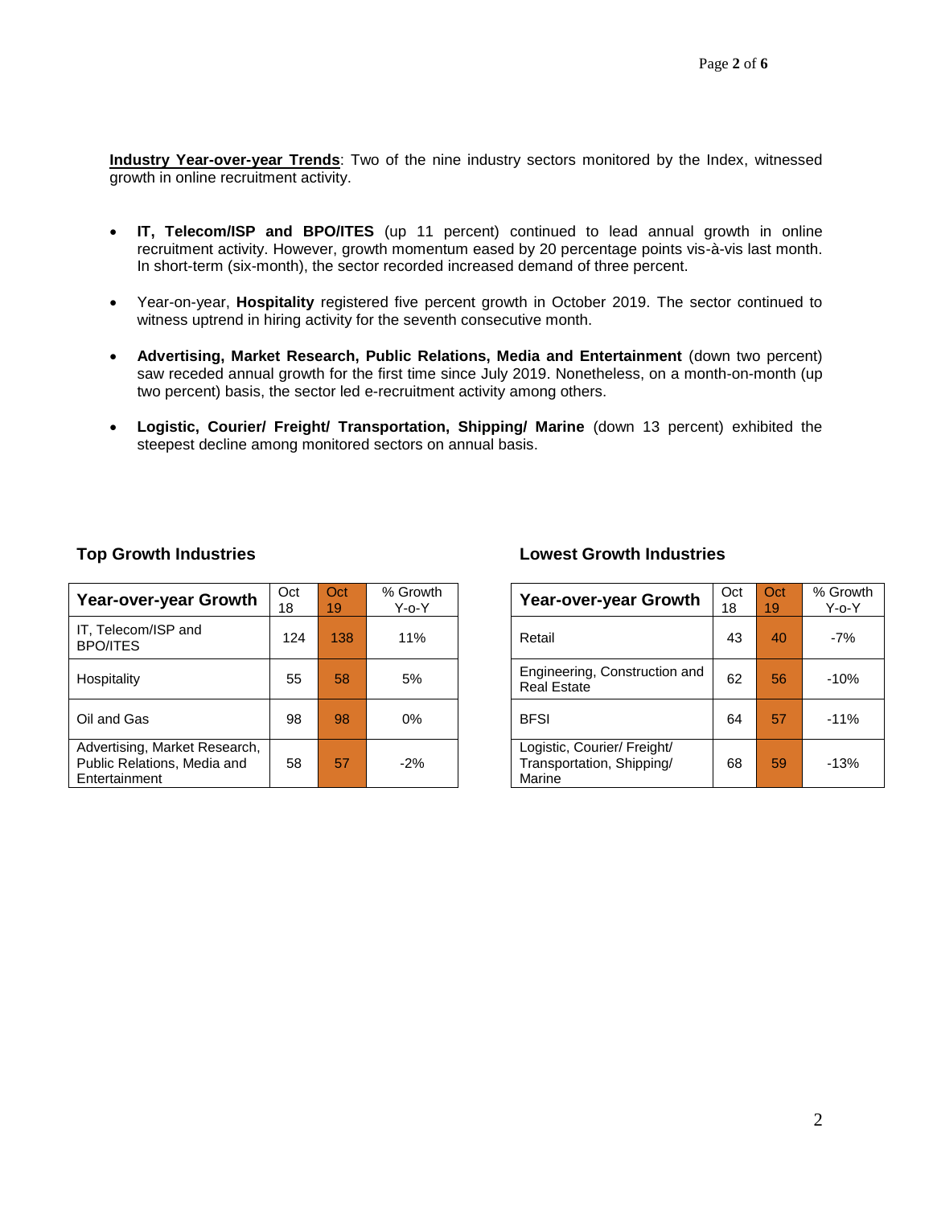**Industry Year-over-year Trends**: Two of the nine industry sectors monitored by the Index, witnessed growth in online recruitment activity.

- **IT, Telecom/ISP and BPO/ITES** (up 11 percent) continued to lead annual growth in online recruitment activity. However, growth momentum eased by 20 percentage points vis-à-vis last month. In short-term (six-month), the sector recorded increased demand of three percent.
- Year-on-year, **Hospitality** registered five percent growth in October 2019. The sector continued to witness uptrend in hiring activity for the seventh consecutive month.
- **Advertising, Market Research, Public Relations, Media and Entertainment** (down two percent) saw receded annual growth for the first time since July 2019. Nonetheless, on a month-on-month (up two percent) basis, the sector led e-recruitment activity among others.
- **Logistic, Courier/ Freight/ Transportation, Shipping/ Marine** (down 13 percent) exhibited the steepest decline among monitored sectors on annual basis.

### Top Growth Industries

| Year-over-year Growth | Oct 18 | Oct 19 | % Growth Y-o-Y |
|---|---|---|---|
| IT, Telecom/ISP and BPO/ITES | 124 | 138 | 11% |
| Hospitality | 55 | 58 | 5% |
| Oil and Gas | 98 | 98 | 0% |
| Advertising, Market Research, Public Relations, Media and Entertainment | 58 | 57 | -2% |

### Lowest Growth Industries

| Year-over-year Growth | Oct 18 | Oct 19 | % Growth Y-o-Y |
|---|---|---|---|
| Retail | 43 | 40 | -7% |
| Engineering, Construction and Real Estate | 62 | 56 | -10% |
| BFSI | 64 | 57 | -11% |
| Logistic, Courier/ Freight/ Transportation, Shipping/ Marine | 68 | 59 | -13% |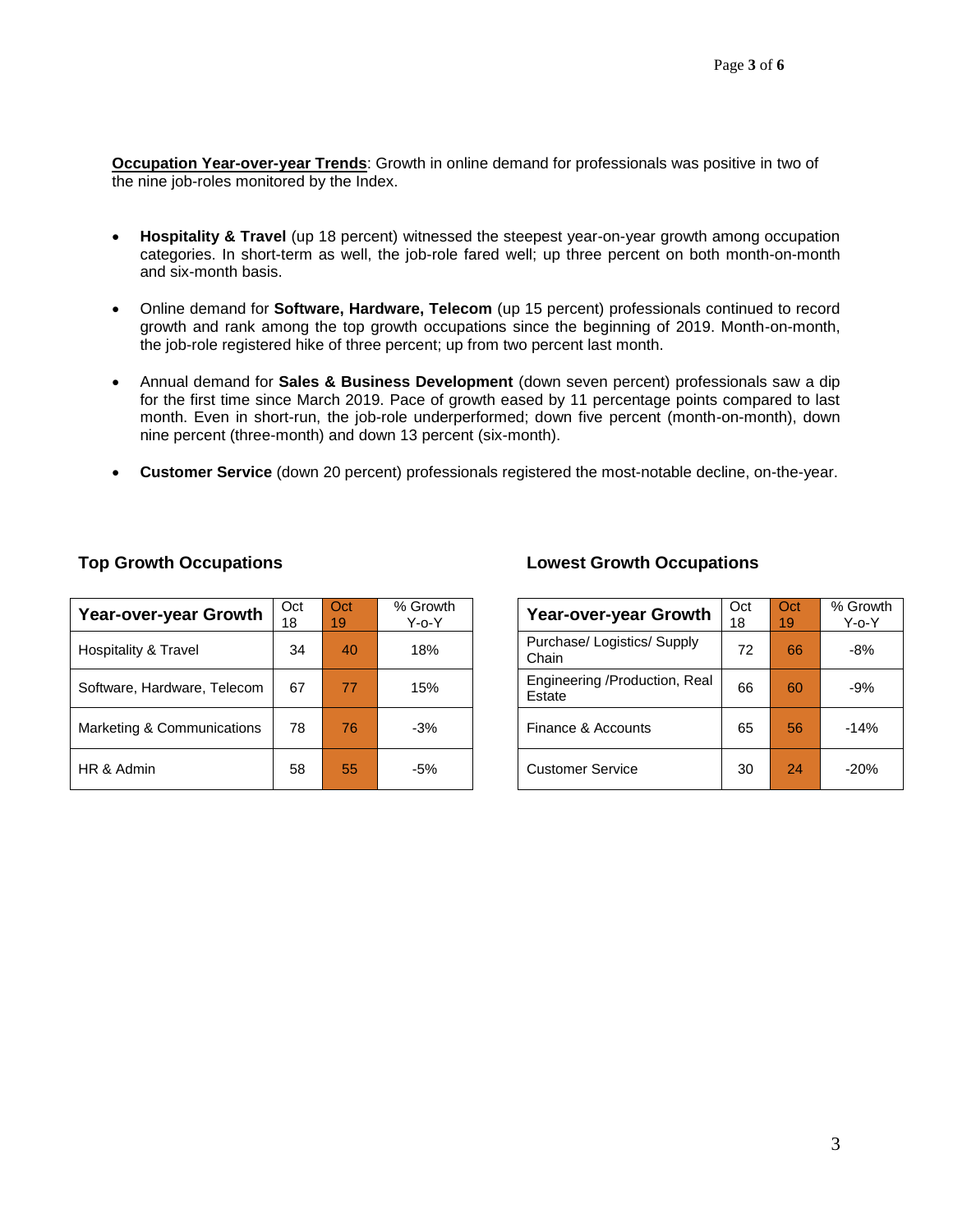**Occupation Year-over-year Trends**: Growth in online demand for professionals was positive in two of the nine job-roles monitored by the Index.

- **Hospitality & Travel** (up 18 percent) witnessed the steepest year-on-year growth among occupation categories. In short-term as well, the job-role fared well; up three percent on both month-on-month and six-month basis.
- Online demand for **Software, Hardware, Telecom** (up 15 percent) professionals continued to record growth and rank among the top growth occupations since the beginning of 2019. Month-on-month, the job-role registered hike of three percent; up from two percent last month.
- Annual demand for **Sales & Business Development** (down seven percent) professionals saw a dip for the first time since March 2019. Pace of growth eased by 11 percentage points compared to last month. Even in short-run, the job-role underperformed; down five percent (month-on-month), down nine percent (three-month) and down 13 percent (six-month).
- **Customer Service** (down 20 percent) professionals registered the most-notable decline, on-the-year.

### Top Growth Occupations

| Year-over-year Growth | Oct 18 | Oct 19 | % Growth Y-o-Y |
|---|---|---|---|
| Hospitality & Travel | 34 | 40 | 18% |
| Software, Hardware, Telecom | 67 | 77 | 15% |
| Marketing & Communications | 78 | 76 | -3% |
| HR & Admin | 58 | 55 | -5% |

### Lowest Growth Occupations

| Year-over-year Growth | Oct 18 | Oct 19 | % Growth Y-o-Y |
|---|---|---|---|
| Purchase/ Logistics/ Supply Chain | 72 | 66 | -8% |
| Engineering /Production, Real Estate | 66 | 60 | -9% |
| Finance & Accounts | 65 | 56 | -14% |
| Customer Service | 30 | 24 | -20% |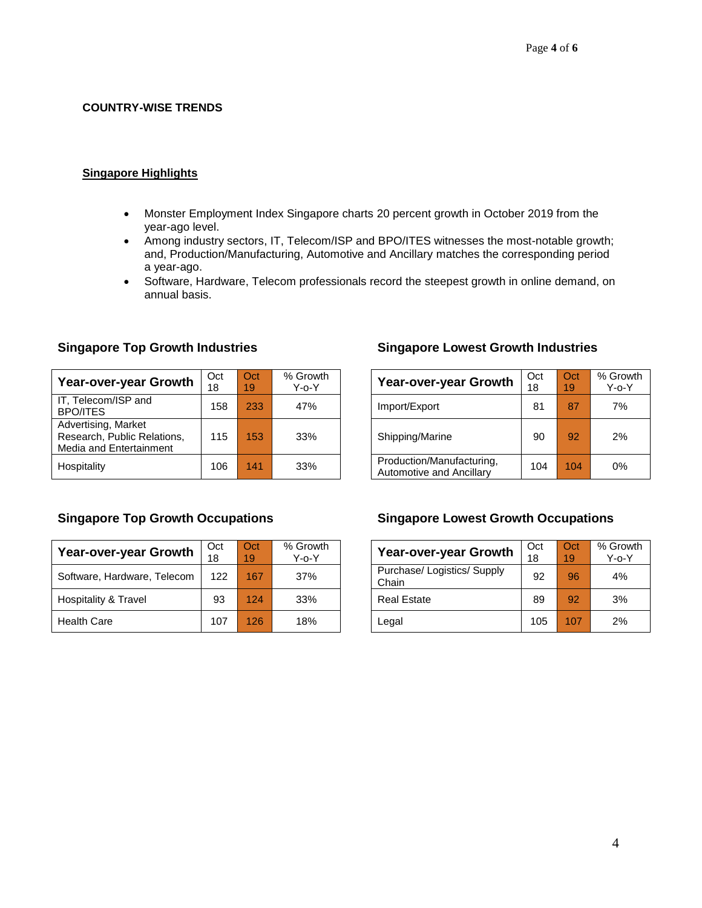**COUNTRY-WISE TRENDS**

## Singapore Highlights

- Monster Employment Index Singapore charts 20 percent growth in October 2019 from the year-ago level.
- Among industry sectors, IT, Telecom/ISP and BPO/ITES witnesses the most-notable growth; and, Production/Manufacturing, Automotive and Ancillary matches the corresponding period a year-ago.
- Software, Hardware, Telecom professionals record the steepest growth in online demand, on annual basis.

### Singapore Top Growth Industries

| Year-over-year Growth | Oct 18 | Oct 19 | % Growth Y-o-Y |
|---|---|---|---|
| IT, Telecom/ISP and BPO/ITES | 158 | 233 | 47% |
| Advertising, Market Research, Public Relations, Media and Entertainment | 115 | 153 | 33% |
| Hospitality | 106 | 141 | 33% |

### Singapore Lowest Growth Industries

| Year-over-year Growth | Oct 18 | Oct 19 | % Growth Y-o-Y |
|---|---|---|---|
| Import/Export | 81 | 87 | 7% |
| Shipping/Marine | 90 | 92 | 2% |
| Production/Manufacturing, Automotive and Ancillary | 104 | 104 | 0% |

### Singapore Top Growth Occupations

| Year-over-year Growth | Oct 18 | Oct 19 | % Growth Y-o-Y |
|---|---|---|---|
| Software, Hardware, Telecom | 122 | 167 | 37% |
| Hospitality & Travel | 93 | 124 | 33% |
| Health Care | 107 | 126 | 18% |

### Singapore Lowest Growth Occupations

| Year-over-year Growth | Oct 18 | Oct 19 | % Growth Y-o-Y |
|---|---|---|---|
| Purchase/ Logistics/ Supply Chain | 92 | 96 | 4% |
| Real Estate | 89 | 92 | 3% |
| Legal | 105 | 107 | 2% |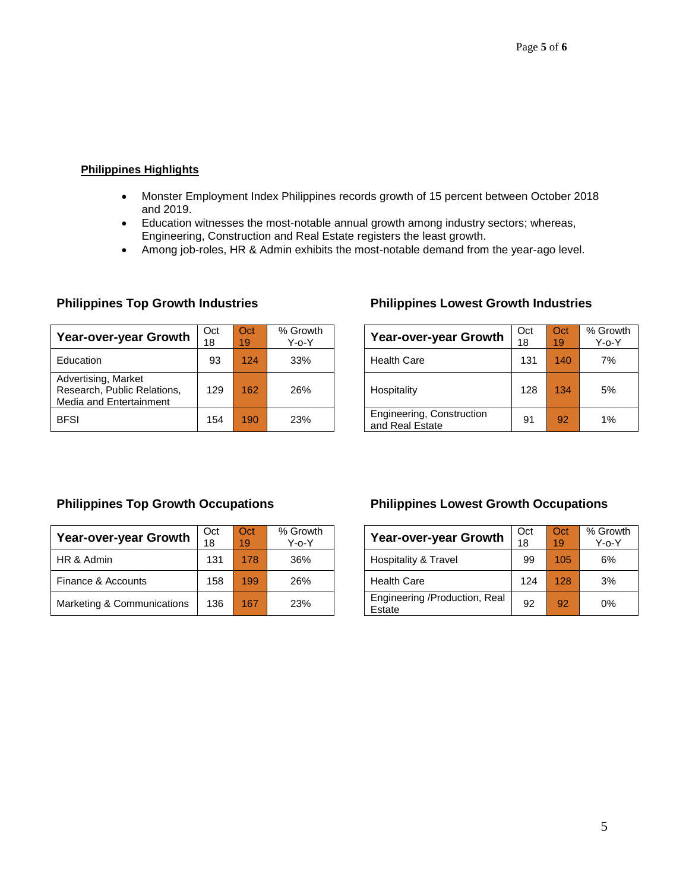**Philippines Highlights**

- Monster Employment Index Philippines records growth of 15 percent between October 2018 and 2019.
- Education witnesses the most-notable annual growth among industry sectors; whereas, Engineering, Construction and Real Estate registers the least growth.
- Among job-roles, HR & Admin exhibits the most-notable demand from the year-ago level.

### Philippines Top Growth Industries

| Year-over-year Growth | Oct 18 | Oct 19 | % Growth Y-o-Y |
|---|---|---|---|
| Education | 93 | 124 | 33% |
| Advertising, Market Research, Public Relations, Media and Entertainment | 129 | 162 | 26% |
| BFSI | 154 | 190 | 23% |

### Philippines Lowest Growth Industries

| Year-over-year Growth | Oct 18 | Oct 19 | % Growth Y-o-Y |
|---|---|---|---|
| Health Care | 131 | 140 | 7% |
| Hospitality | 128 | 134 | 5% |
| Engineering, Construction and Real Estate | 91 | 92 | 1% |

### Philippines Top Growth Occupations

| Year-over-year Growth | Oct 18 | Oct 19 | % Growth Y-o-Y |
|---|---|---|---|
| HR & Admin | 131 | 178 | 36% |
| Finance & Accounts | 158 | 199 | 26% |
| Marketing & Communications | 136 | 167 | 23% |

### Philippines Lowest Growth Occupations

| Year-over-year Growth | Oct 18 | Oct 19 | % Growth Y-o-Y |
|---|---|---|---|
| Hospitality & Travel | 99 | 105 | 6% |
| Health Care | 124 | 128 | 3% |
| Engineering /Production, Real Estate | 92 | 92 | 0% |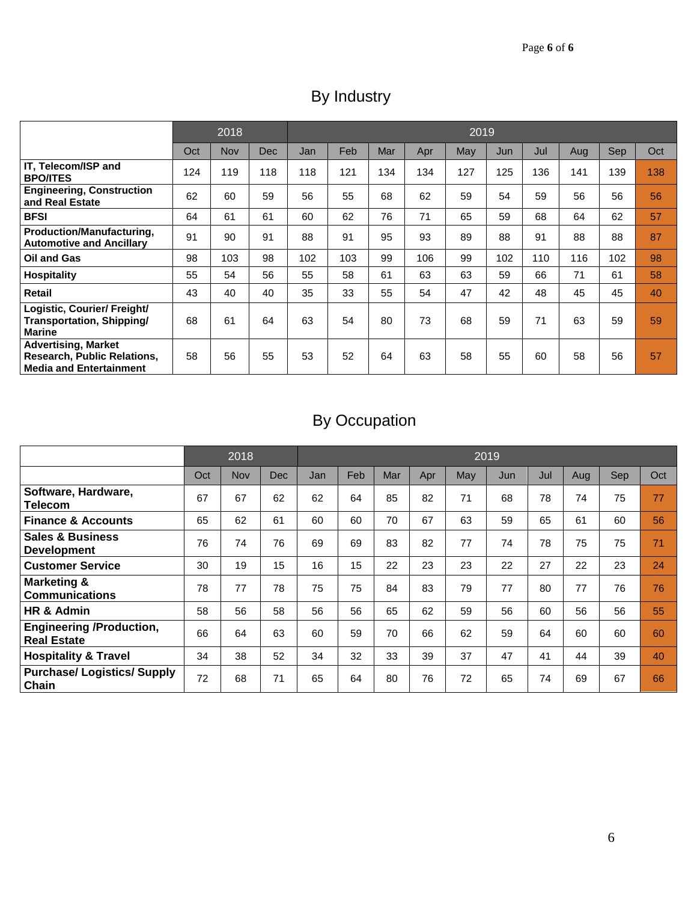## By Industry

| | 2018 | | | 2019 | | | | | | | | | |
|---|---|---|---|---|---|---|---|---|---|---|---|---|---|
| | Oct | Nov | Dec | Jan | Feb | Mar | Apr | May | Jun | Jul | Aug | Sep | Oct |
| **IT, Telecom/ISP and BPO/ITES** | 124 | 119 | 118 | 118 | 121 | 134 | 134 | 127 | 125 | 136 | 141 | 139 | 138 |
| **Engineering, Construction and Real Estate** | 62 | 60 | 59 | 56 | 55 | 68 | 62 | 59 | 54 | 59 | 56 | 56 | 56 |
| **BFSI** | 64 | 61 | 61 | 60 | 62 | 76 | 71 | 65 | 59 | 68 | 64 | 62 | 57 |
| **Production/Manufacturing, Automotive and Ancillary** | 91 | 90 | 91 | 88 | 91 | 95 | 93 | 89 | 88 | 91 | 88 | 88 | 87 |
| **Oil and Gas** | 98 | 103 | 98 | 102 | 103 | 99 | 106 | 99 | 102 | 110 | 116 | 102 | 98 |
| **Hospitality** | 55 | 54 | 56 | 55 | 58 | 61 | 63 | 63 | 59 | 66 | 71 | 61 | 58 |
| **Retail** | 43 | 40 | 40 | 35 | 33 | 55 | 54 | 47 | 42 | 48 | 45 | 45 | 40 |
| **Logistic, Courier/ Freight/ Transportation, Shipping/ Marine** | 68 | 61 | 64 | 63 | 54 | 80 | 73 | 68 | 59 | 71 | 63 | 59 | 59 |
| **Advertising, Market Research, Public Relations, Media and Entertainment** | 58 | 56 | 55 | 53 | 52 | 64 | 63 | 58 | 55 | 60 | 58 | 56 | 57 |

## By Occupation

| | 2018 | | | 2019 | | | | | | | | | |
|---|---|---|---|---|---|---|---|---|---|---|---|---|---|
| | Oct | Nov | Dec | Jan | Feb | Mar | Apr | May | Jun | Jul | Aug | Sep | Oct |
| **Software, Hardware, Telecom** | 67 | 67 | 62 | 62 | 64 | 85 | 82 | 71 | 68 | 78 | 74 | 75 | 77 |
| **Finance & Accounts** | 65 | 62 | 61 | 60 | 60 | 70 | 67 | 63 | 59 | 65 | 61 | 60 | 56 |
| **Sales & Business Development** | 76 | 74 | 76 | 69 | 69 | 83 | 82 | 77 | 74 | 78 | 75 | 75 | 71 |
| **Customer Service** | 30 | 19 | 15 | 16 | 15 | 22 | 23 | 23 | 22 | 27 | 22 | 23 | 24 |
| **Marketing & Communications** | 78 | 77 | 78 | 75 | 75 | 84 | 83 | 79 | 77 | 80 | 77 | 76 | 76 |
| **HR & Admin** | 58 | 56 | 58 | 56 | 56 | 65 | 62 | 59 | 56 | 60 | 56 | 56 | 55 |
| **Engineering /Production, Real Estate** | 66 | 64 | 63 | 60 | 59 | 70 | 66 | 62 | 59 | 64 | 60 | 60 | 60 |
| **Hospitality & Travel** | 34 | 38 | 52 | 34 | 32 | 33 | 39 | 37 | 47 | 41 | 44 | 39 | 40 |
| **Purchase/ Logistics/ Supply Chain** | 72 | 68 | 71 | 65 | 64 | 80 | 76 | 72 | 65 | 74 | 69 | 67 | 66 |